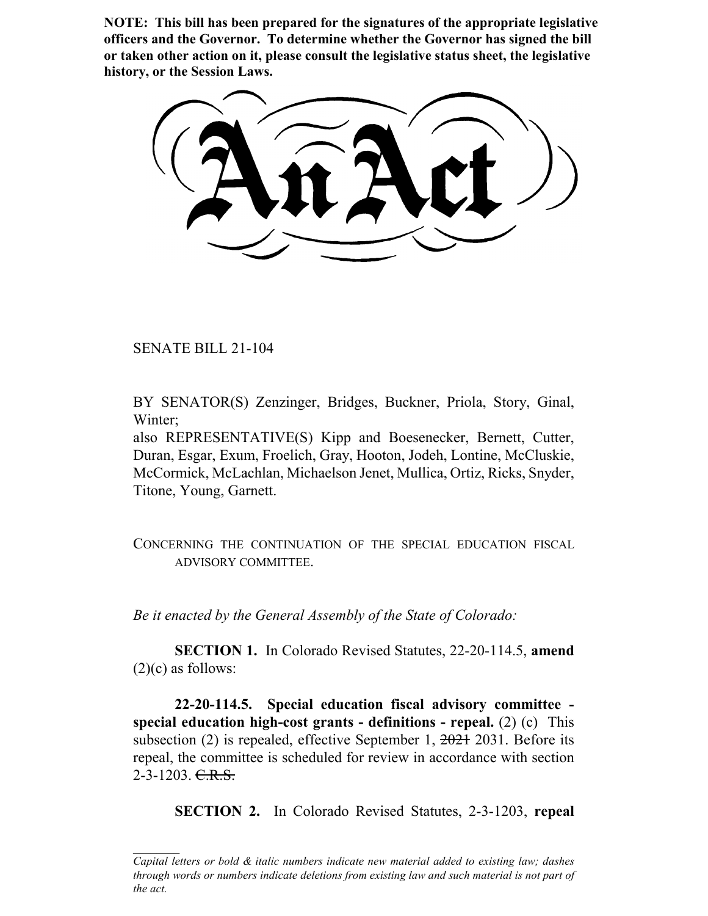**NOTE: This bill has been prepared for the signatures of the appropriate legislative officers and the Governor. To determine whether the Governor has signed the bill or taken other action on it, please consult the legislative status sheet, the legislative history, or the Session Laws.**

# An Act

SENATE BILL 21-104

BY SENATOR(S) Zenzinger, Bridges, Buckner, Priola, Story, Ginal, Winter;
also REPRESENTATIVE(S) Kipp and Boesenecker, Bernett, Cutter, Duran, Esgar, Exum, Froelich, Gray, Hooton, Jodeh, Lontine, McCluskie, McCormick, McLachlan, Michaelson Jenet, Mullica, Ortiz, Ricks, Snyder, Titone, Young, Garnett.

CONCERNING THE CONTINUATION OF THE SPECIAL EDUCATION FISCAL ADVISORY COMMITTEE.

*Be it enacted by the General Assembly of the State of Colorado:*

**SECTION 1.** In Colorado Revised Statutes, 22-20-114.5, **amend** (2)(c) as follows:

**22-20-114.5. Special education fiscal advisory committee - special education high-cost grants - definitions - repeal.** (2) (c) This subsection (2) is repealed, effective September 1, ~~2021~~ 2031. Before its repeal, the committee is scheduled for review in accordance with section 2-3-1203. ~~C.R.S.~~

**SECTION 2.** In Colorado Revised Statutes, 2-3-1203, **repeal**

*Capital letters or bold & italic numbers indicate new material added to existing law; dashes through words or numbers indicate deletions from existing law and such material is not part of the act.*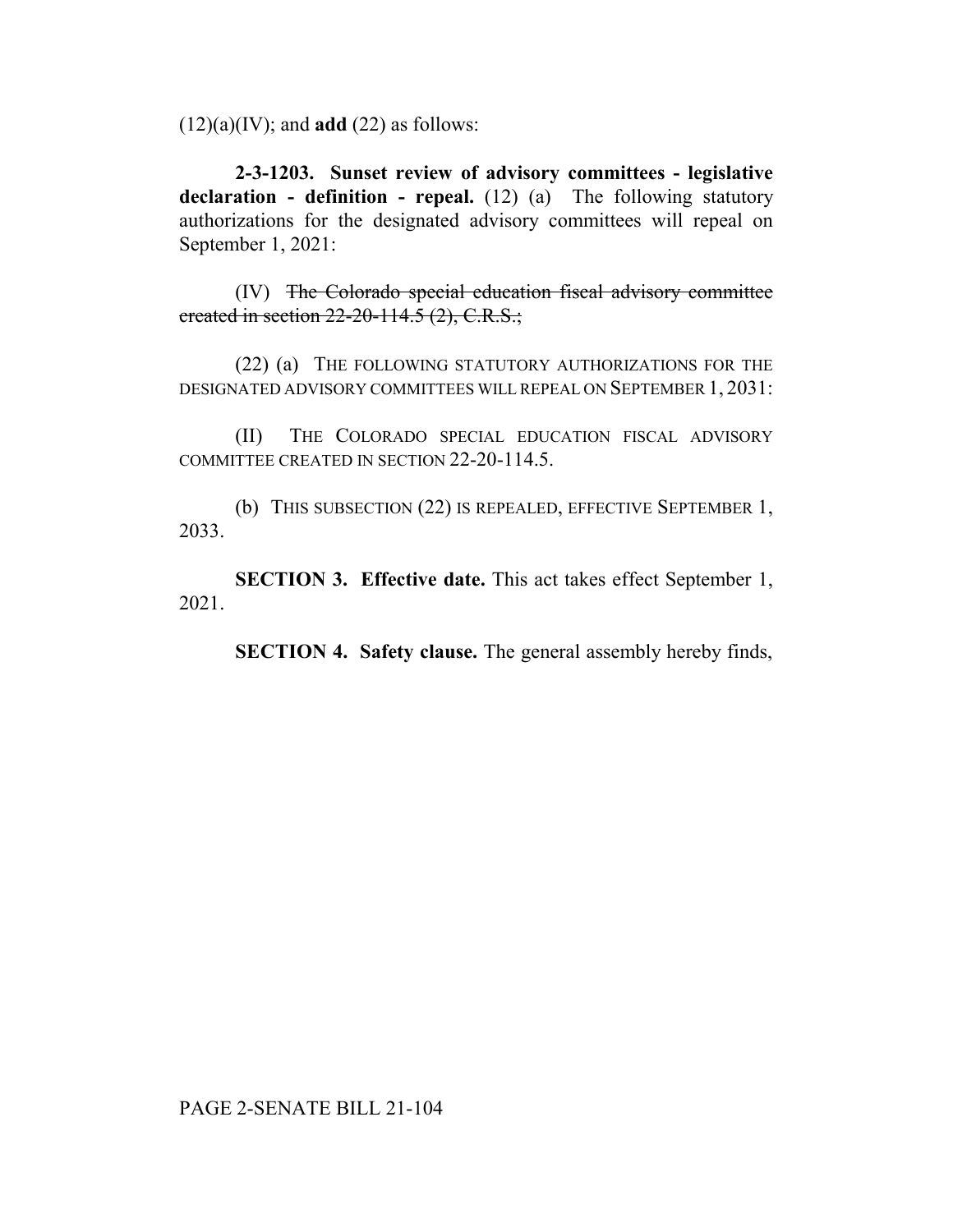(12)(a)(IV); and **add** (22) as follows:

**2-3-1203. Sunset review of advisory committees - legislative declaration - definition - repeal.** (12) (a) The following statutory authorizations for the designated advisory committees will repeal on September 1, 2021:

(IV) ~~The Colorado special education fiscal advisory committee created in section 22-20-114.5 (2), C.R.S.;~~

(22) (a) THE FOLLOWING STATUTORY AUTHORIZATIONS FOR THE DESIGNATED ADVISORY COMMITTEES WILL REPEAL ON SEPTEMBER 1, 2031:

(II) THE COLORADO SPECIAL EDUCATION FISCAL ADVISORY COMMITTEE CREATED IN SECTION 22-20-114.5.

(b) THIS SUBSECTION (22) IS REPEALED, EFFECTIVE SEPTEMBER 1, 2033.

**SECTION 3. Effective date.** This act takes effect September 1, 2021.

**SECTION 4. Safety clause.** The general assembly hereby finds,

PAGE 2-SENATE BILL 21-104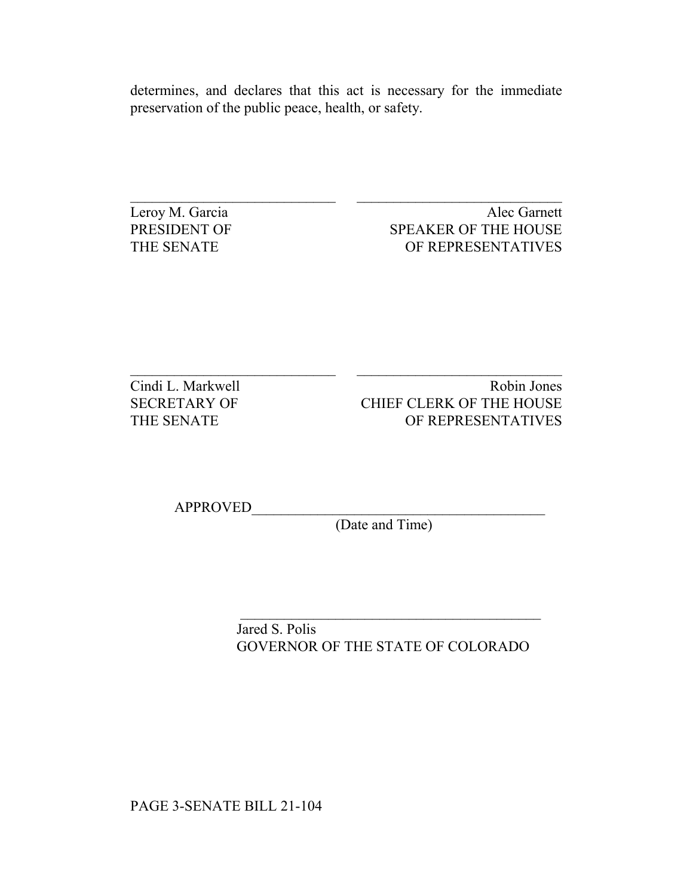determines, and declares that this act is necessary for the immediate preservation of the public peace, health, or safety.

____________________________ ____________________________
Leroy M. Garcia
PRESIDENT OF
THE SENATE

Alec Garnett
SPEAKER OF THE HOUSE
OF REPRESENTATIVES

____________________________ ____________________________
Cindi L. Markwell
SECRETARY OF
THE SENATE

Robin Jones
CHIEF CLERK OF THE HOUSE
OF REPRESENTATIVES

APPROVED________________________________________
(Date and Time)

_________________________________________
Jared S. Polis
GOVERNOR OF THE STATE OF COLORADO